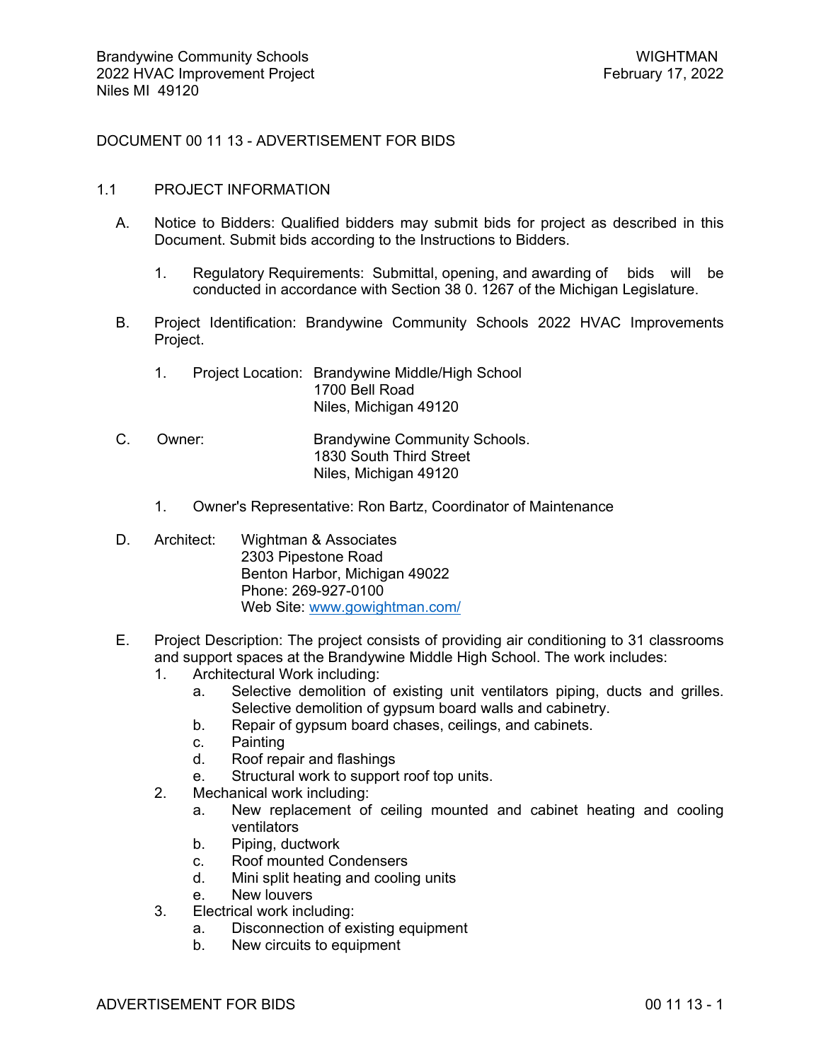# DOCUMENT 00 11 13 - ADVERTISEMENT FOR BIDS

## 1.1 PROJECT INFORMATION

A. Notice to Bidders: Qualified bidders may submit bids for project as described in this Document. Submit bids according to the Instructions to Bidders.

   1. Regulatory Requirements: Submittal, opening, and awarding of bids will be conducted in accordance with Section 38 0. 1267 of the Michigan Legislature.

B. Project Identification: Brandywine Community Schools 2022 HVAC Improvements Project.

   1. Project Location: Brandywine Middle/High School
      1700 Bell Road
      Niles, Michigan 49120

C. Owner: Brandywine Community Schools.
   1830 South Third Street
   Niles, Michigan 49120

   1. Owner's Representative: Ron Bartz, Coordinator of Maintenance

D. Architect: Wightman & Associates
   2303 Pipestone Road
   Benton Harbor, Michigan 49022
   Phone: 269-927-0100
   Web Site: [www.gowightman.com/](http://www.gowightman.com/)

E. Project Description: The project consists of providing air conditioning to 31 classrooms and support spaces at the Brandywine Middle High School. The work includes:

   1. Architectural Work including:
      a. Selective demolition of existing unit ventilators piping, ducts and grilles. Selective demolition of gypsum board walls and cabinetry.
      b. Repair of gypsum board chases, ceilings, and cabinets.
      c. Painting
      d. Roof repair and flashings
      e. Structural work to support roof top units.
   2. Mechanical work including:
      a. New replacement of ceiling mounted and cabinet heating and cooling ventilators
      b. Piping, ductwork
      c. Roof mounted Condensers
      d. Mini split heating and cooling units
      e. New louvers
   3. Electrical work including:
      a. Disconnection of existing equipment
      b. New circuits to equipment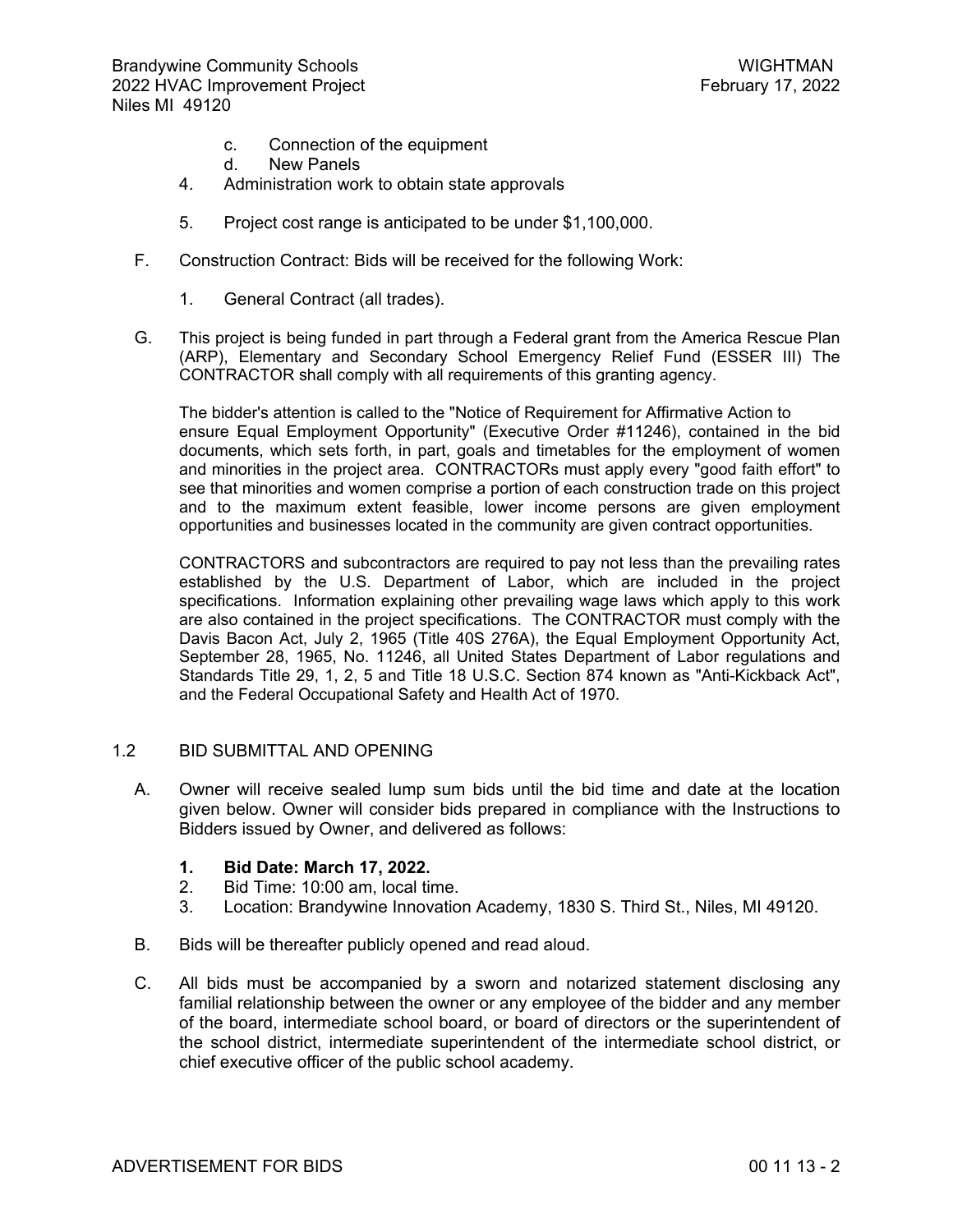c. Connection of the equipment
   d. New Panels
4. Administration work to obtain state approvals

5. Project cost range is anticipated to be under $1,100,000.

F. Construction Contract: Bids will be received for the following Work:

   1. General Contract (all trades).

G. This project is being funded in part through a Federal grant from the America Rescue Plan (ARP), Elementary and Secondary School Emergency Relief Fund (ESSER III) The CONTRACTOR shall comply with all requirements of this granting agency.

   The bidder's attention is called to the "Notice of Requirement for Affirmative Action to ensure Equal Employment Opportunity" (Executive Order #11246), contained in the bid documents, which sets forth, in part, goals and timetables for the employment of women and minorities in the project area. CONTRACTORs must apply every "good faith effort" to see that minorities and women comprise a portion of each construction trade on this project and to the maximum extent feasible, lower income persons are given employment opportunities and businesses located in the community are given contract opportunities.

   CONTRACTORS and subcontractors are required to pay not less than the prevailing rates established by the U.S. Department of Labor, which are included in the project specifications. Information explaining other prevailing wage laws which apply to this work are also contained in the project specifications. The CONTRACTOR must comply with the Davis Bacon Act, July 2, 1965 (Title 40S 276A), the Equal Employment Opportunity Act, September 28, 1965, No. 11246, all United States Department of Labor regulations and Standards Title 29, 1, 2, 5 and Title 18 U.S.C. Section 874 known as "Anti-Kickback Act", and the Federal Occupational Safety and Health Act of 1970.

## 1.2 BID SUBMITTAL AND OPENING

A. Owner will receive sealed lump sum bids until the bid time and date at the location given below. Owner will consider bids prepared in compliance with the Instructions to Bidders issued by Owner, and delivered as follows:

   1. **Bid Date: March 17, 2022.**
   2. Bid Time: 10:00 am, local time.
   3. Location: Brandywine Innovation Academy, 1830 S. Third St., Niles, MI 49120.

B. Bids will be thereafter publicly opened and read aloud.

C. All bids must be accompanied by a sworn and notarized statement disclosing any familial relationship between the owner or any employee of the bidder and any member of the board, intermediate school board, or board of directors or the superintendent of the school district, intermediate superintendent of the intermediate school district, or chief executive officer of the public school academy.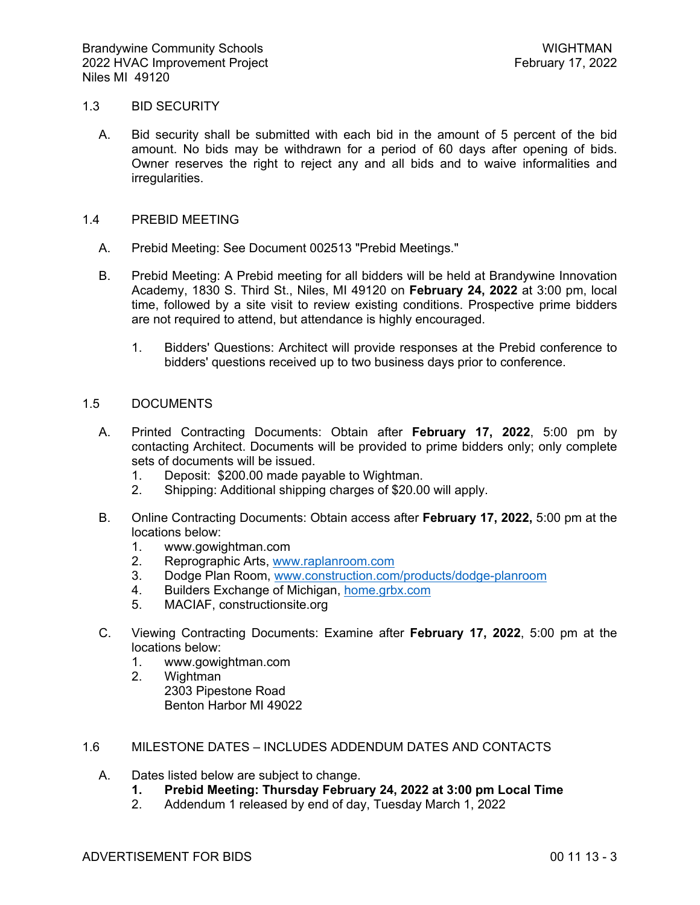## 1.3 BID SECURITY

A. Bid security shall be submitted with each bid in the amount of 5 percent of the bid amount. No bids may be withdrawn for a period of 60 days after opening of bids. Owner reserves the right to reject any and all bids and to waive informalities and irregularities.

## 1.4 PREBID MEETING

A. Prebid Meeting: See Document 002513 "Prebid Meetings."

B. Prebid Meeting: A Prebid meeting for all bidders will be held at Brandywine Innovation Academy, 1830 S. Third St., Niles, MI 49120 on **February 24, 2022** at 3:00 pm, local time, followed by a site visit to review existing conditions. Prospective prime bidders are not required to attend, but attendance is highly encouraged.

   1. Bidders' Questions: Architect will provide responses at the Prebid conference to bidders' questions received up to two business days prior to conference.

## 1.5 DOCUMENTS

A. Printed Contracting Documents: Obtain after **February 17, 2022**, 5:00 pm by contacting Architect. Documents will be provided to prime bidders only; only complete sets of documents will be issued.
   1. Deposit: $200.00 made payable to Wightman.
   2. Shipping: Additional shipping charges of $20.00 will apply.

B. Online Contracting Documents: Obtain access after **February 17, 2022,** 5:00 pm at the locations below:
   1. www.gowightman.com
   2. Reprographic Arts, www.raplanroom.com
   3. Dodge Plan Room, www.construction.com/products/dodge-planroom
   4. Builders Exchange of Michigan, home.grbx.com
   5. MACIAF, constructionsite.org

C. Viewing Contracting Documents: Examine after **February 17, 2022**, 5:00 pm at the locations below:
   1. www.gowightman.com
   2. Wightman
      2303 Pipestone Road
      Benton Harbor MI 49022

## 1.6 MILESTONE DATES – INCLUDES ADDENDUM DATES AND CONTACTS

A. Dates listed below are subject to change.
   1. **Prebid Meeting: Thursday February 24, 2022 at 3:00 pm Local Time**
   2. Addendum 1 released by end of day, Tuesday March 1, 2022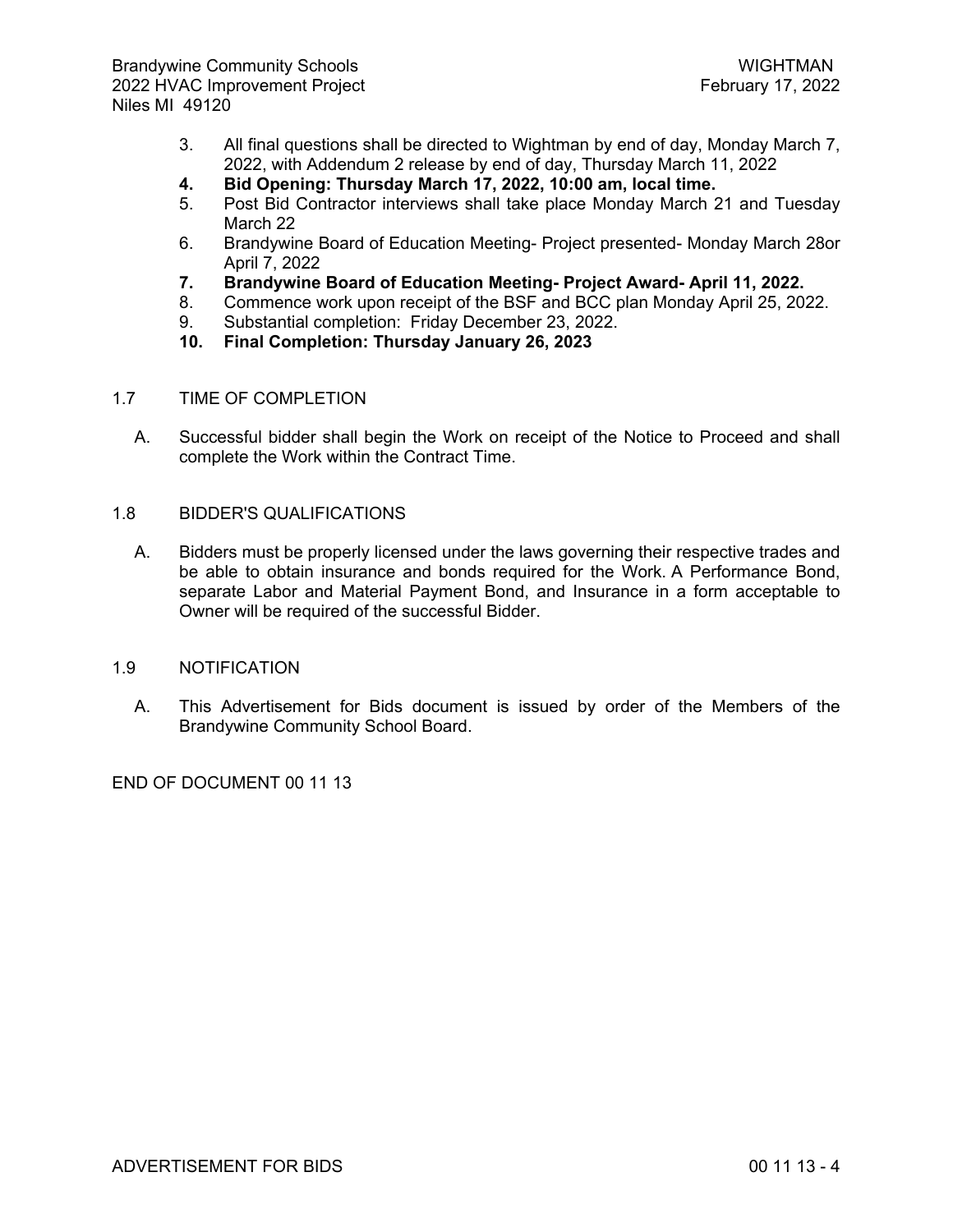3. All final questions shall be directed to Wightman by end of day, Monday March 7, 2022, with Addendum 2 release by end of day, Thursday March 11, 2022
4. **Bid Opening: Thursday March 17, 2022, 10:00 am, local time.**
5. Post Bid Contractor interviews shall take place Monday March 21 and Tuesday March 22
6. Brandywine Board of Education Meeting- Project presented- Monday March 28or April 7, 2022
7. **Brandywine Board of Education Meeting- Project Award- April 11, 2022.**
8. Commence work upon receipt of the BSF and BCC plan Monday April 25, 2022.
9. Substantial completion: Friday December 23, 2022.
10. **Final Completion: Thursday January 26, 2023**

## 1.7 TIME OF COMPLETION

A. Successful bidder shall begin the Work on receipt of the Notice to Proceed and shall complete the Work within the Contract Time.

## 1.8 BIDDER'S QUALIFICATIONS

A. Bidders must be properly licensed under the laws governing their respective trades and be able to obtain insurance and bonds required for the Work. A Performance Bond, separate Labor and Material Payment Bond, and Insurance in a form acceptable to Owner will be required of the successful Bidder.

## 1.9 NOTIFICATION

A. This Advertisement for Bids document is issued by order of the Members of the Brandywine Community School Board.

END OF DOCUMENT 00 11 13